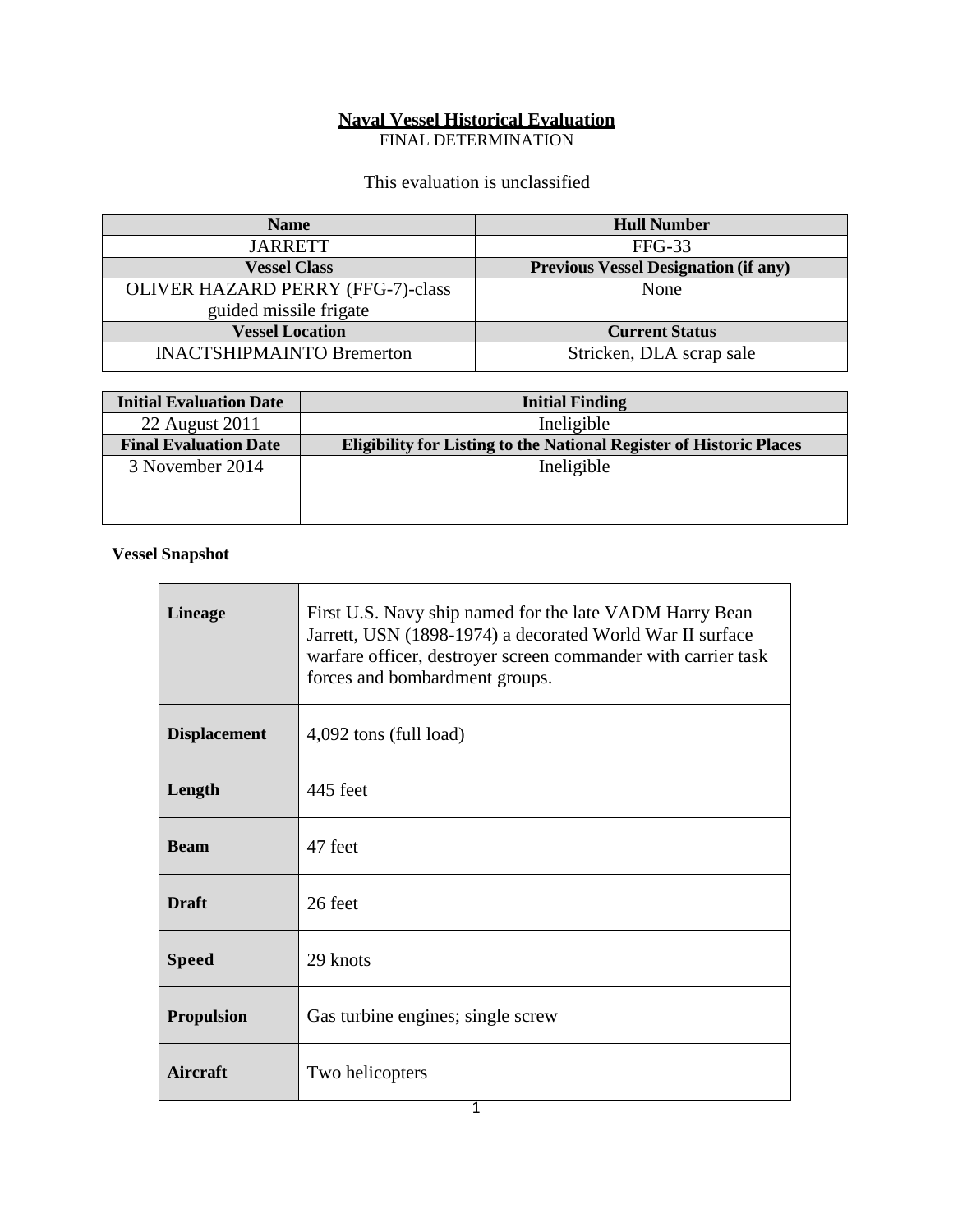# Naval Vessel Historical Evaluation

FINAL DETERMINATION

This evaluation is unclassified

| Name | Hull Number |
|---|---|
| JARRETT | FFG-33 |
| **Vessel Class** | **Previous Vessel Designation (if any)** |
| OLIVER HAZARD PERRY (FFG-7)-class guided missile frigate | None |
| **Vessel Location** | **Current Status** |
| INACTSHIPMAINTO Bremerton | Stricken, DLA scrap sale |

| Initial Evaluation Date | Initial Finding |
|---|---|
| 22 August 2011 | Ineligible |
| **Final Evaluation Date** | **Eligibility for Listing to the National Register of Historic Places** |
| 3 November 2014 | Ineligible |

**Vessel Snapshot**

| | |
|---|---|
| **Lineage** | First U.S. Navy ship named for the late VADM Harry Bean Jarrett, USN (1898-1974) a decorated World War II surface warfare officer, destroyer screen commander with carrier task forces and bombardment groups. |
| **Displacement** | 4,092 tons (full load) |
| **Length** | 445 feet |
| **Beam** | 47 feet |
| **Draft** | 26 feet |
| **Speed** | 29 knots |
| **Propulsion** | Gas turbine engines; single screw |
| **Aircraft** | Two helicopters |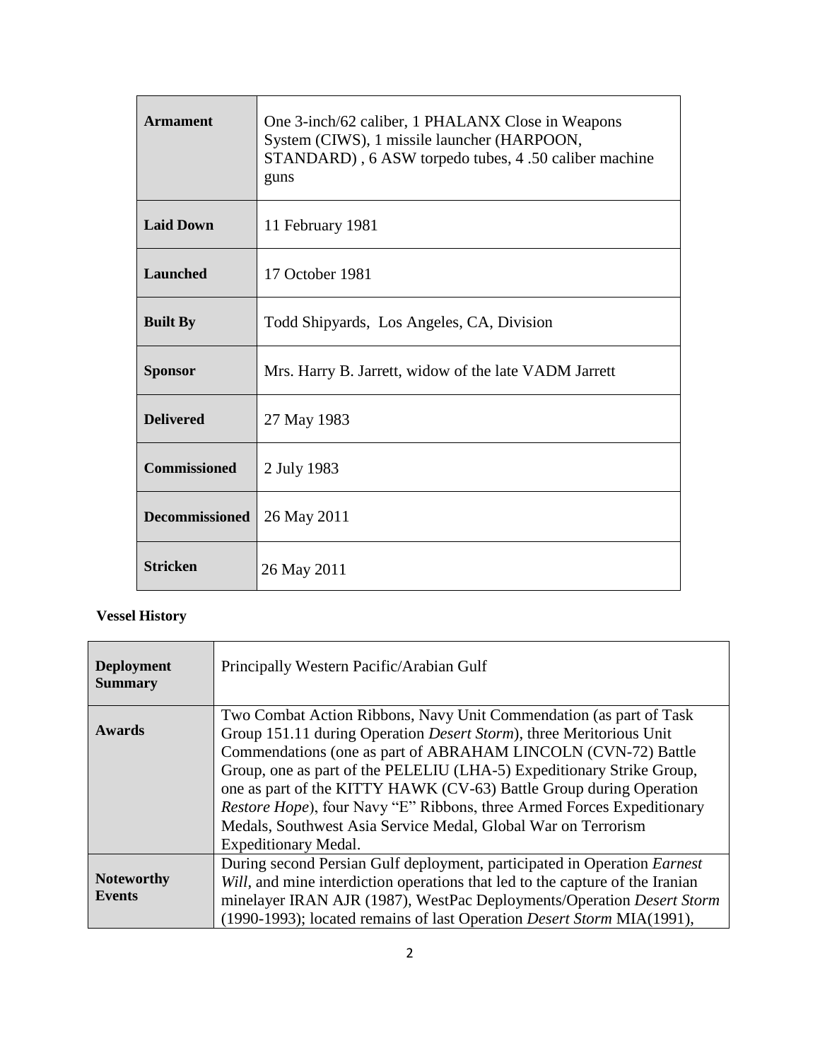| Armament | One 3-inch/62 caliber, 1 PHALANX Close in Weapons System (CIWS), 1 missile launcher (HARPOON, STANDARD) , 6 ASW torpedo tubes, 4 .50 caliber machine guns |
|---|---|
| Laid Down | 11 February 1981 |
| Launched | 17 October 1981 |
| Built By | Todd Shipyards, Los Angeles, CA, Division |
| Sponsor | Mrs. Harry B. Jarrett, widow of the late VADM Jarrett |
| Delivered | 27 May 1983 |
| Commissioned | 2 July 1983 |
| Decommissioned | 26 May 2011 |
| Stricken | 26 May 2011 |

**Vessel History**

| Deployment Summary | Principally Western Pacific/Arabian Gulf |
|---|---|
| Awards | Two Combat Action Ribbons, Navy Unit Commendation (as part of Task Group 151.11 during Operation *Desert Storm*), three Meritorious Unit Commendations (one as part of ABRAHAM LINCOLN (CVN-72) Battle Group, one as part of the PELELIU (LHA-5) Expeditionary Strike Group, one as part of the KITTY HAWK (CV-63) Battle Group during Operation *Restore Hope*), four Navy "E" Ribbons, three Armed Forces Expeditionary Medals, Southwest Asia Service Medal, Global War on Terrorism Expeditionary Medal. |
| Noteworthy Events | During second Persian Gulf deployment, participated in Operation *Earnest Will*, and mine interdiction operations that led to the capture of the Iranian minelayer IRAN AJR (1987), WestPac Deployments/Operation *Desert Storm* (1990-1993); located remains of last Operation *Desert Storm* MIA(1991), |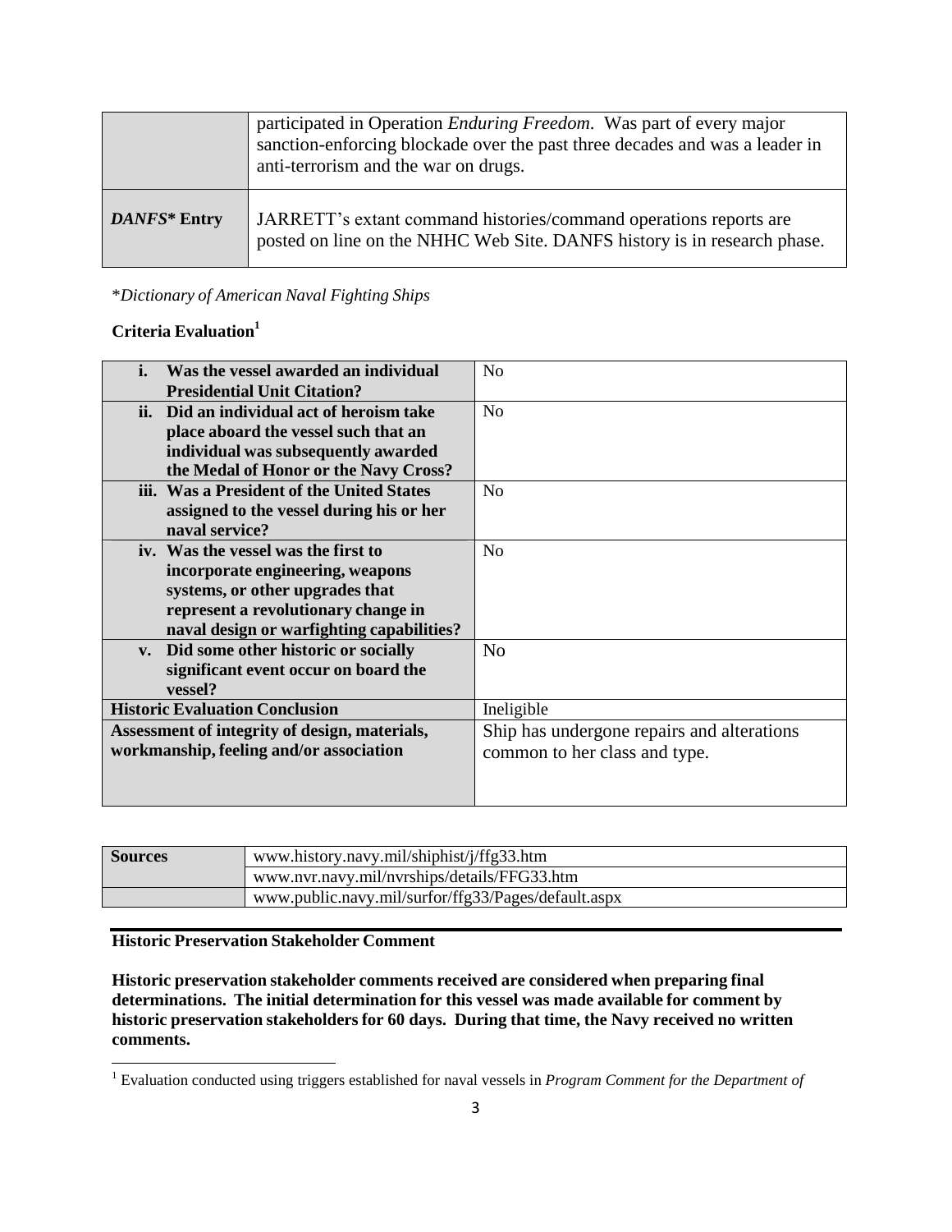| | |
|---|---|
| | participated in Operation *Enduring Freedom*. Was part of every major sanction-enforcing blockade over the past three decades and was a leader in anti-terrorism and the war on drugs. |
| ***DANFS\** Entry** | JARRETT's extant command histories/command operations reports are posted on line on the NHHC Web Site. DANFS history is in research phase. |

\**Dictionary of American Naval Fighting Ships*

**Criteria Evaluation**[1]

| | |
|---|---|
| **i. Was the vessel awarded an individual Presidential Unit Citation?** | No |
| **ii. Did an individual act of heroism take place aboard the vessel such that an individual was subsequently awarded the Medal of Honor or the Navy Cross?** | No |
| **iii. Was a President of the United States assigned to the vessel during his or her naval service?** | No |
| **iv. Was the vessel was the first to incorporate engineering, weapons systems, or other upgrades that represent a revolutionary change in naval design or warfighting capabilities?** | No |
| **v. Did some other historic or socially significant event occur on board the vessel?** | No |
| **Historic Evaluation Conclusion** | Ineligible |
| **Assessment of integrity of design, materials, workmanship, feeling and/or association** | Ship has undergone repairs and alterations common to her class and type. |

| | |
|---|---|
| **Sources** | www.history.navy.mil/shiphist/j/ffg33.htm |
| | www.nvr.navy.mil/nvrships/details/FFG33.htm |
| | www.public.navy.mil/surfor/ffg33/Pages/default.aspx |

**Historic Preservation Stakeholder Comment**

**Historic preservation stakeholder comments received are considered when preparing final determinations. The initial determination for this vessel was made available for comment by historic preservation stakeholders for 60 days. During that time, the Navy received no written comments.**

[1] Evaluation conducted using triggers established for naval vessels in *Program Comment for the Department of*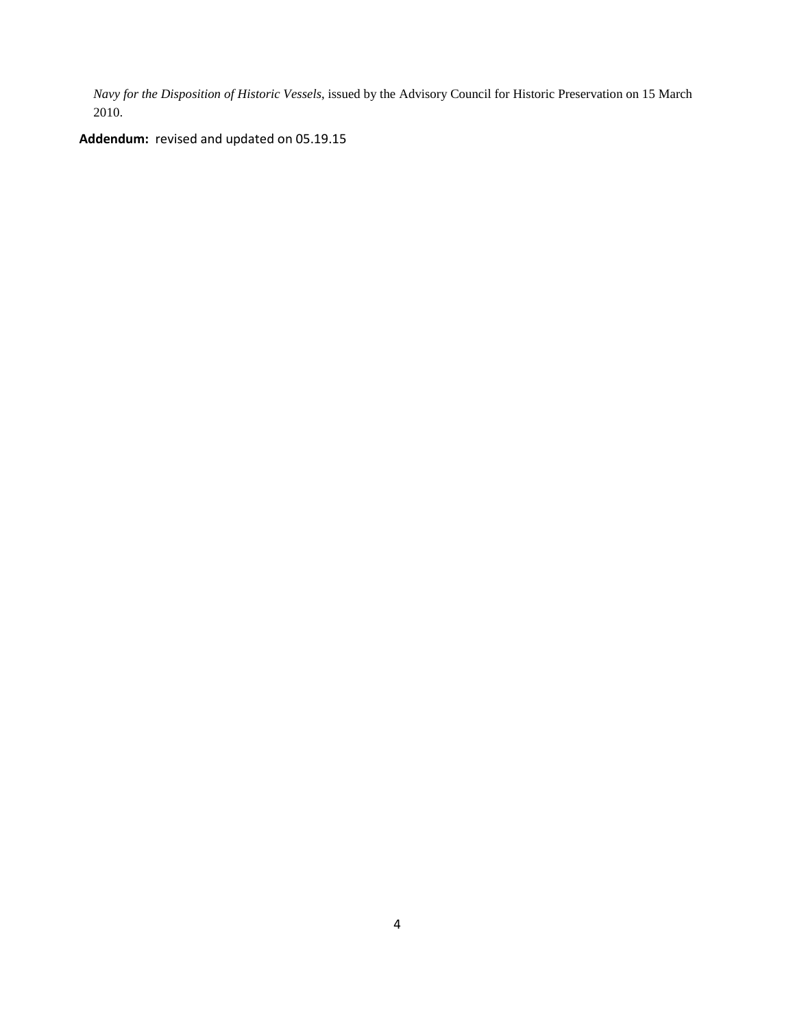*Navy for the Disposition of Historic Vessels*, issued by the Advisory Council for Historic Preservation on 15 March 2010.

**Addendum:** revised and updated on 05.19.15